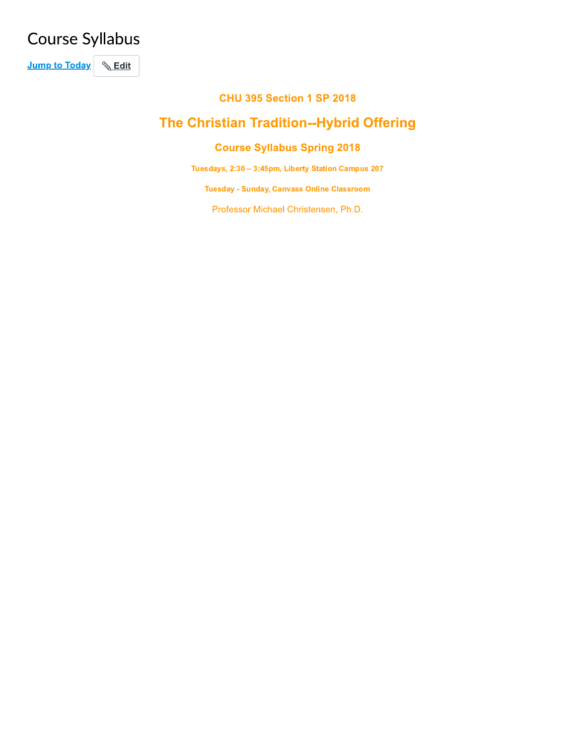# Course Syllabus

Jump to Today Edit

## CHU 395 Section 1 SP 2018

# The Christian Tradition--Hybrid Offering

## Course Syllabus Spring 2018

**Tuesdays, 2:30 – 3:45pm, Liberty Station Campus 207**

**Tuesday - Sunday, Canvass Online Classroom**

Professor Michael Christensen, Ph.D.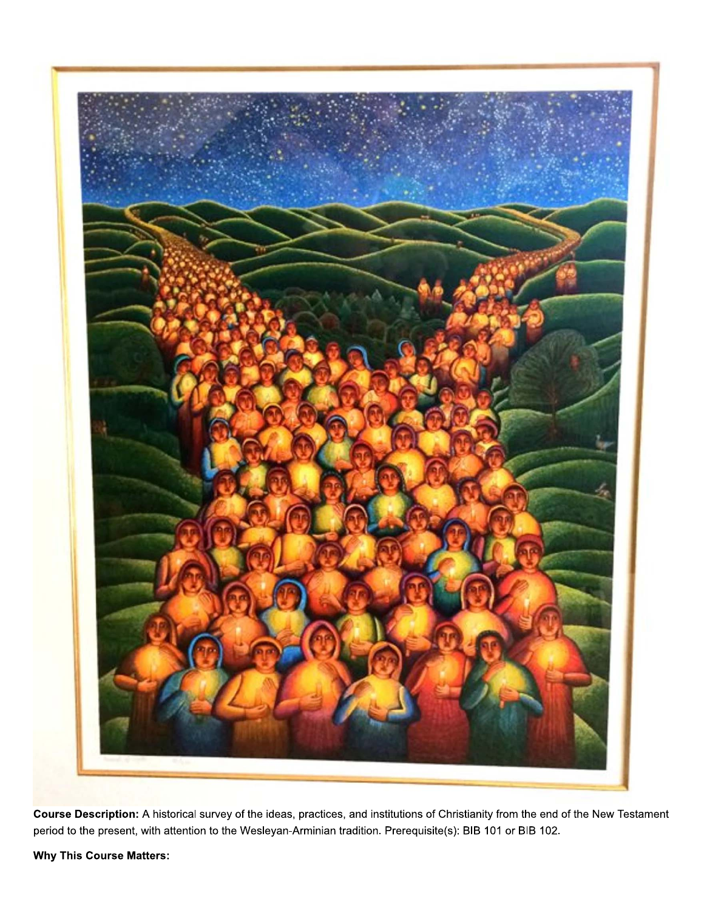**Course Description:** A historical survey of the ideas, practices, and institutions of Christianity from the end of the New Testament period to the present, with attention to the Wesleyan-Arminian tradition. Prerequisite(s): BIB 101 or BIB 102.

**Why This Course Matters:**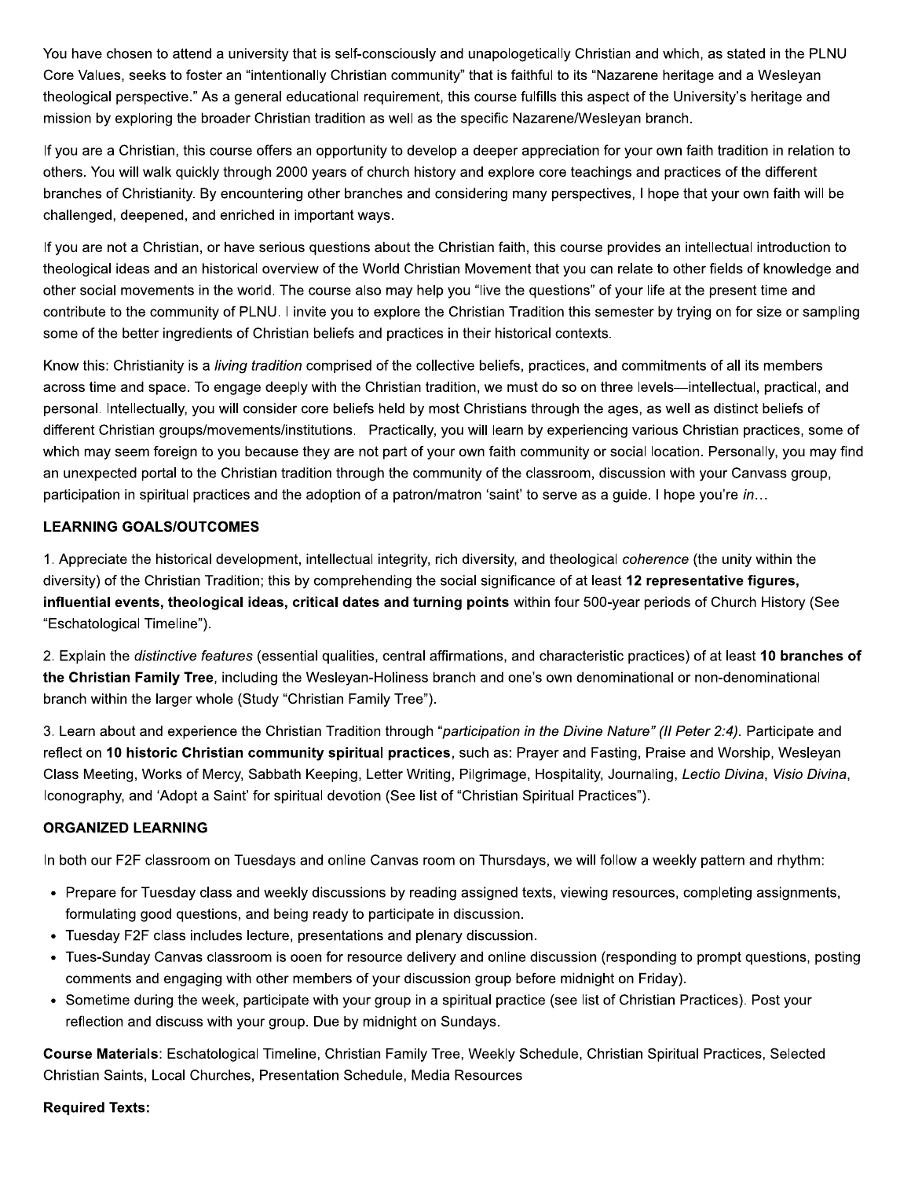You have chosen to attend a university that is self-consciously and unapologetically Christian and which, as stated in the PLNU Core Values, seeks to foster an "intentionally Christian community" that is faithful to its "Nazarene heritage and a Wesleyan theological perspective." As a general educational requirement, this course fulfills this aspect of the University's heritage and mission by exploring the broader Christian tradition as well as the specific Nazarene/Wesleyan branch.

If you are a Christian, this course offers an opportunity to develop a deeper appreciation for your own faith tradition in relation to others. You will walk quickly through 2000 years of church history and explore core teachings and practices of the different branches of Christianity. By encountering other branches and considering many perspectives, I hope that your own faith will be challenged, deepened, and enriched in important ways.

If you are not a Christian, or have serious questions about the Christian faith, this course provides an intellectual introduction to theological ideas and an historical overview of the World Christian Movement that you can relate to other fields of knowledge and other social movements in the world. The course also may help you "live the questions" of your life at the present time and contribute to the community of PLNU. I invite you to explore the Christian Tradition this semester by trying on for size or sampling some of the better ingredients of Christian beliefs and practices in their historical contexts.

Know this: Christianity is a *living tradition* comprised of the collective beliefs, practices, and commitments of all its members across time and space. To engage deeply with the Christian tradition, we must do so on three levels—intellectual, practical, and personal. Intellectually, you will consider core beliefs held by most Christians through the ages, as well as distinct beliefs of different Christian groups/movements/institutions. Practically, you will learn by experiencing various Christian practices, some of which may seem foreign to you because they are not part of your own faith community or social location. Personally, you may find an unexpected portal to the Christian tradition through the community of the classroom, discussion with your Canvass group, participation in spiritual practices and the adoption of a patron/matron 'saint' to serve as a guide. I hope you're *in*…

**LEARNING GOALS/OUTCOMES**

1. Appreciate the historical development, intellectual integrity, rich diversity, and theological *coherence* (the unity within the diversity) of the Christian Tradition; this by comprehending the social significance of at least **12 representative figures, influential events, theological ideas, critical dates and turning points** within four 500-year periods of Church History (See "Eschatological Timeline").

2. Explain the *distinctive features* (essential qualities, central affirmations, and characteristic practices) of at least **10 branches of the Christian Family Tree**, including the Wesleyan-Holiness branch and one's own denominational or non-denominational branch within the larger whole (Study "Christian Family Tree").

3. Learn about and experience the Christian Tradition through "*participation in the Divine Nature" (II Peter 2:4).* Participate and reflect on **10 historic Christian community spiritual practices**, such as: Prayer and Fasting, Praise and Worship, Wesleyan Class Meeting, Works of Mercy, Sabbath Keeping, Letter Writing, Pilgrimage, Hospitality, Journaling, *Lectio Divina*, *Visio Divina*, Iconography, and 'Adopt a Saint' for spiritual devotion (See list of "Christian Spiritual Practices").

**ORGANIZED LEARNING**

In both our F2F classroom on Tuesdays and online Canvas room on Thursdays, we will follow a weekly pattern and rhythm:

- Prepare for Tuesday class and weekly discussions by reading assigned texts, viewing resources, completing assignments, formulating good questions, and being ready to participate in discussion.
- Tuesday F2F class includes lecture, presentations and plenary discussion.
- Tues-Sunday Canvas classroom is ooen for resource delivery and online discussion (responding to prompt questions, posting comments and engaging with other members of your discussion group before midnight on Friday).
- Sometime during the week, participate with your group in a spiritual practice (see list of Christian Practices). Post your reflection and discuss with your group. Due by midnight on Sundays.

**Course Materials**: Eschatological Timeline, Christian Family Tree, Weekly Schedule, Christian Spiritual Practices, Selected Christian Saints, Local Churches, Presentation Schedule, Media Resources

**Required Texts:**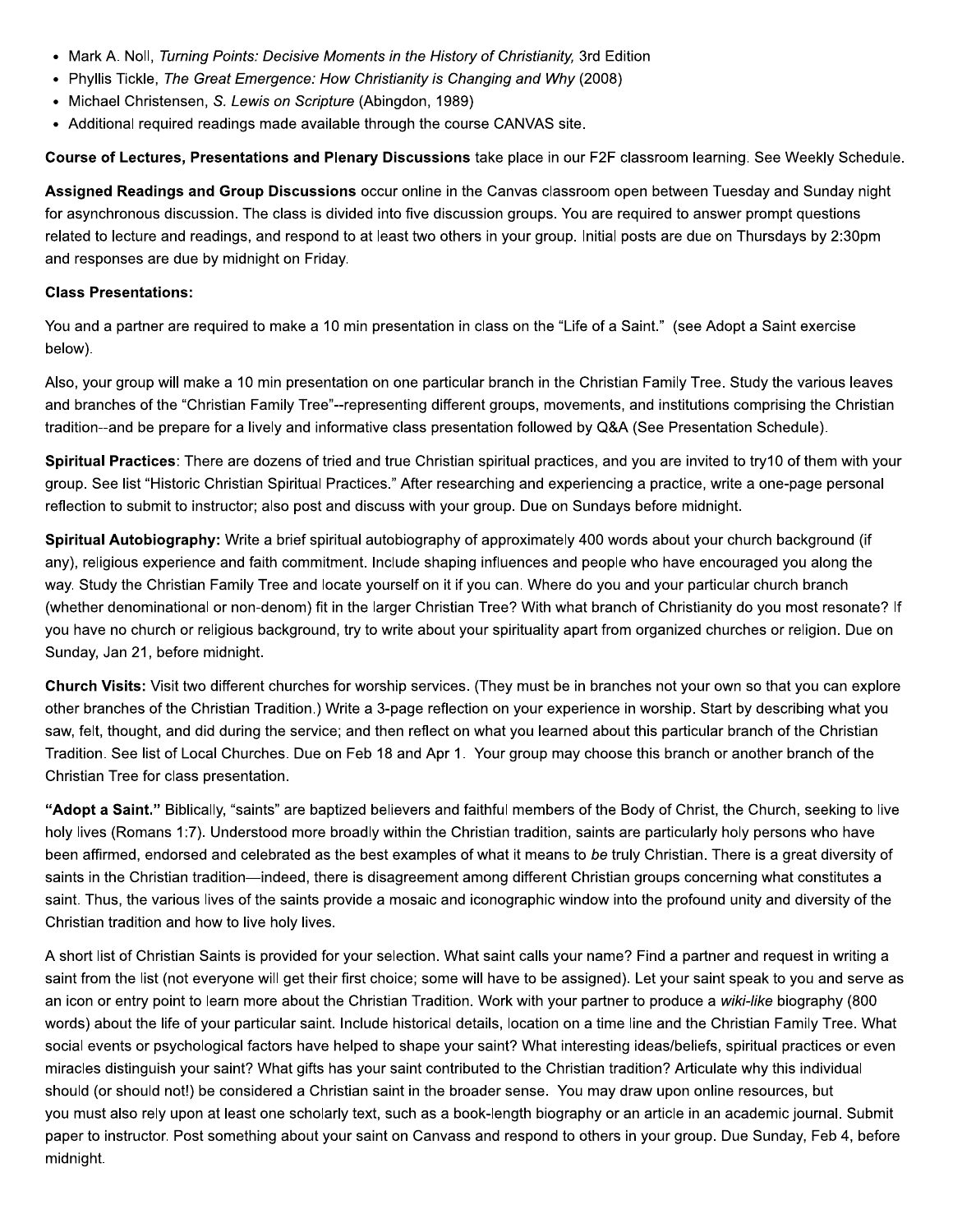- Mark A. Noll, *Turning Points: Decisive Moments in the History of Christianity,* 3rd Edition
- Phyllis Tickle, *The Great Emergence: How Christianity is Changing and Why* (2008)
- Michael Christensen, *S. Lewis on Scripture* (Abingdon, 1989)
- Additional required readings made available through the course CANVAS site.

**Course of Lectures, Presentations and Plenary Discussions** take place in our F2F classroom learning. See Weekly Schedule.

**Assigned Readings and Group Discussions** occur online in the Canvas classroom open between Tuesday and Sunday night for asynchronous discussion. The class is divided into five discussion groups. You are required to answer prompt questions related to lecture and readings, and respond to at least two others in your group. Initial posts are due on Thursdays by 2:30pm and responses are due by midnight on Friday.

**Class Presentations:**

You and a partner are required to make a 10 min presentation in class on the "Life of a Saint." (see Adopt a Saint exercise below).

Also, your group will make a 10 min presentation on one particular branch in the Christian Family Tree. Study the various leaves and branches of the "Christian Family Tree"--representing different groups, movements, and institutions comprising the Christian tradition--and be prepare for a lively and informative class presentation followed by Q&A (See Presentation Schedule).

**Spiritual Practices**: There are dozens of tried and true Christian spiritual practices, and you are invited to try10 of them with your group. See list "Historic Christian Spiritual Practices." After researching and experiencing a practice, write a one-page personal reflection to submit to instructor; also post and discuss with your group. Due on Sundays before midnight.

**Spiritual Autobiography:** Write a brief spiritual autobiography of approximately 400 words about your church background (if any), religious experience and faith commitment. Include shaping influences and people who have encouraged you along the way. Study the Christian Family Tree and locate yourself on it if you can. Where do you and your particular church branch (whether denominational or non-denom) fit in the larger Christian Tree? With what branch of Christianity do you most resonate? If you have no church or religious background, try to write about your spirituality apart from organized churches or religion. Due on Sunday, Jan 21, before midnight.

**Church Visits:** Visit two different churches for worship services. (They must be in branches not your own so that you can explore other branches of the Christian Tradition.) Write a 3-page reflection on your experience in worship. Start by describing what you saw, felt, thought, and did during the service; and then reflect on what you learned about this particular branch of the Christian Tradition. See list of Local Churches. Due on Feb 18 and Apr 1. Your group may choose this branch or another branch of the Christian Tree for class presentation.

**"Adopt a Saint."** Biblically, "saints" are baptized believers and faithful members of the Body of Christ, the Church, seeking to live holy lives (Romans 1:7). Understood more broadly within the Christian tradition, saints are particularly holy persons who have been affirmed, endorsed and celebrated as the best examples of what it means to *be* truly Christian. There is a great diversity of saints in the Christian tradition—indeed, there is disagreement among different Christian groups concerning what constitutes a saint. Thus, the various lives of the saints provide a mosaic and iconographic window into the profound unity and diversity of the Christian tradition and how to live holy lives.

A short list of Christian Saints is provided for your selection. What saint calls your name? Find a partner and request in writing a saint from the list (not everyone will get their first choice; some will have to be assigned). Let your saint speak to you and serve as an icon or entry point to learn more about the Christian Tradition. Work with your partner to produce a *wiki-like* biography (800 words) about the life of your particular saint. Include historical details, location on a time line and the Christian Family Tree. What social events or psychological factors have helped to shape your saint? What interesting ideas/beliefs, spiritual practices or even miracles distinguish your saint? What gifts has your saint contributed to the Christian tradition? Articulate why this individual should (or should not!) be considered a Christian saint in the broader sense. You may draw upon online resources, but you must also rely upon at least one scholarly text, such as a book-length biography or an article in an academic journal. Submit paper to instructor. Post something about your saint on Canvass and respond to others in your group. Due Sunday, Feb 4, before midnight.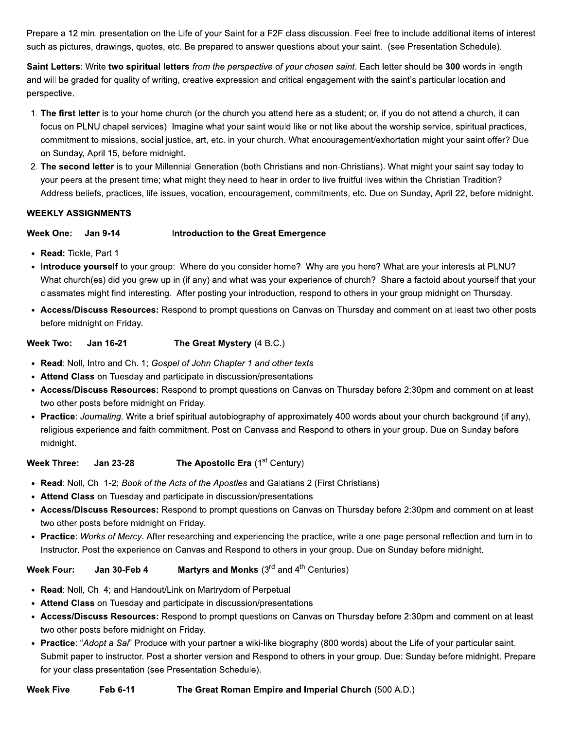Prepare a 12 min. presentation on the Life of your Saint for a F2F class discussion. Feel free to include additional items of interest such as pictures, drawings, quotes, etc. Be prepared to answer questions about your saint. (see Presentation Schedule).

**Saint Letters**: Write **two spiritual letters** *from the perspective of your chosen saint*. Each letter should be **300** words in length and will be graded for quality of writing, creative expression and critical engagement with the saint's particular location and perspective.

1. **The first letter** is to your home church (or the church you attend here as a student; or, if you do not attend a church, it can focus on PLNU chapel services). Imagine what your saint would like or not like about the worship service, spiritual practices, commitment to missions, social justice, art, etc. in your church. What encouragement/exhortation might your saint offer? Due on Sunday, April 15, before midnight.
2. **The second letter** is to your Millennial Generation (both Christians and non-Christians). What might your saint say today to your peers at the present time; what might they need to hear in order to live fruitful lives within the Christian Tradition? Address beliefs, practices, life issues, vocation, encouragement, commitments, etc. Due on Sunday, April 22, before midnight.

**WEEKLY ASSIGNMENTS**

**Week One: Jan 9-14 Introduction to the Great Emergence**

- **Read:** Tickle, Part 1
- **Introduce yourself** to your group: Where do you consider home? Why are you here? What are your interests at PLNU? What church(es) did you grew up in (if any) and what was your experience of church? Share a factoid about yourself that your classmates might find interesting. After posting your introduction, respond to others in your group midnight on Thursday.
- **Access/Discuss Resources:** Respond to prompt questions on Canvas on Thursday and comment on at least two other posts before midnight on Friday.

**Week Two: Jan 16-21 The Great Mystery** (4 B.C.)

- **Read**: Noll, Intro and Ch. 1; *Gospel of John Chapter 1 and other texts*
- **Attend Class** on Tuesday and participate in discussion/presentations
- **Access/Discuss Resources:** Respond to prompt questions on Canvas on Thursday before 2:30pm and comment on at least two other posts before midnight on Friday.
- **Practice**: *Journaling.* Write a brief spiritual autobiography of approximately 400 words about your church background (if any), religious experience and faith commitment. Post on Canvass and Respond to others in your group. Due on Sunday before midnight.

**Week Three: Jan 23-28 The Apostolic Era** (1st Century)

- **Read**: Noll, Ch. 1-2; *Book of the Acts of the Apostles* and Galatians 2 (First Christians)
- **Attend Class** on Tuesday and participate in discussion/presentations
- **Access/Discuss Resources:** Respond to prompt questions on Canvas on Thursday before 2:30pm and comment on at least two other posts before midnight on Friday.
- **Practice**: *Works of Mercy*. After researching and experiencing the practice, write a one-page personal reflection and turn in to Instructor. Post the experience on Canvas and Respond to others in your group. Due on Sunday before midnight.

**Week Four: Jan 30-Feb 4 Martyrs and Monks** (3rd and 4th Centuries)

- **Read**: Noll, Ch. 4; and Handout/Link on Martrydom of Perpetual
- **Attend Class** on Tuesday and participate in discussion/presentations
- **Access/Discuss Resources:** Respond to prompt questions on Canvas on Thursday before 2:30pm and comment on at least two other posts before midnight on Friday.
- **Practice**: "*Adopt a Sai*" Produce with your partner a wiki-like biography (800 words) about the Life of your particular saint. Submit paper to instructor. Post a shorter version and Respond to others in your group. Due: Sunday before midnight. Prepare for your class presentation (see Presentation Schedule).

**Week Five Feb 6-11 The Great Roman Empire and Imperial Church** (500 A.D.)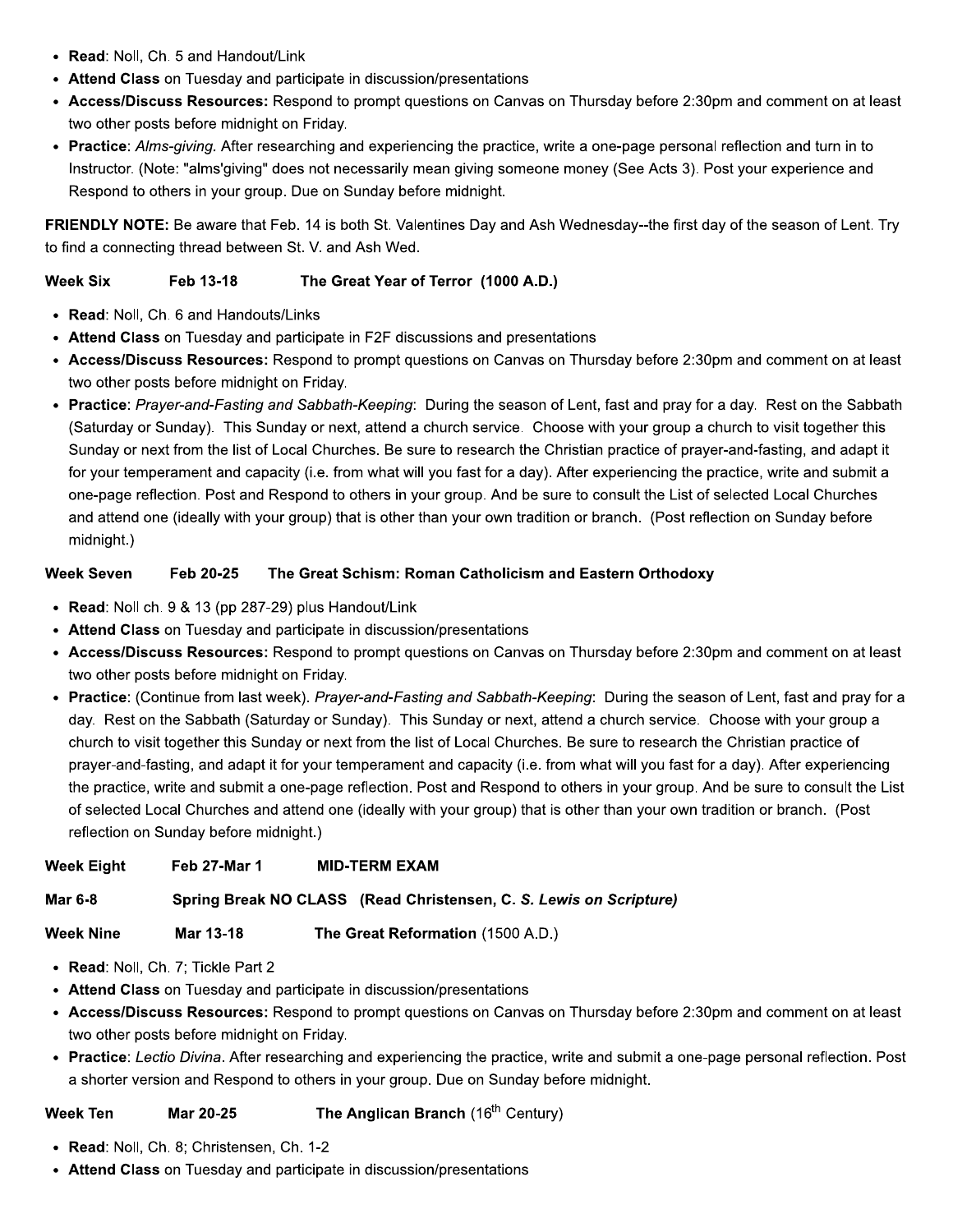- **Read**: Noll, Ch. 5 and Handout/Link
- **Attend Class** on Tuesday and participate in discussion/presentations
- **Access/Discuss Resources:** Respond to prompt questions on Canvas on Thursday before 2:30pm and comment on at least two other posts before midnight on Friday.
- **Practice**: *Alms-giving.* After researching and experiencing the practice, write a one-page personal reflection and turn in to Instructor. (Note: "alms'giving" does not necessarily mean giving someone money (See Acts 3). Post your experience and Respond to others in your group. Due on Sunday before midnight.

**FRIENDLY NOTE:** Be aware that Feb. 14 is both St. Valentines Day and Ash Wednesday--the first day of the season of Lent. Try to find a connecting thread between St. V. and Ash Wed.

**Week Six Feb 13-18 The Great Year of Terror (1000 A.D.)**

- **Read**: Noll, Ch. 6 and Handouts/Links
- **Attend Class** on Tuesday and participate in F2F discussions and presentations
- **Access/Discuss Resources:** Respond to prompt questions on Canvas on Thursday before 2:30pm and comment on at least two other posts before midnight on Friday.
- **Practice**: *Prayer-and-Fasting and Sabbath-Keeping*: During the season of Lent, fast and pray for a day. Rest on the Sabbath (Saturday or Sunday). This Sunday or next, attend a church service. Choose with your group a church to visit together this Sunday or next from the list of Local Churches. Be sure to research the Christian practice of prayer-and-fasting, and adapt it for your temperament and capacity (i.e. from what will you fast for a day). After experiencing the practice, write and submit a one-page reflection. Post and Respond to others in your group. And be sure to consult the List of selected Local Churches and attend one (ideally with your group) that is other than your own tradition or branch. (Post reflection on Sunday before midnight.)

**Week Seven Feb 20-25 The Great Schism: Roman Catholicism and Eastern Orthodoxy**

- **Read**: Noll ch. 9 & 13 (pp 287-29) plus Handout/Link
- **Attend Class** on Tuesday and participate in discussion/presentations
- **Access/Discuss Resources:** Respond to prompt questions on Canvas on Thursday before 2:30pm and comment on at least two other posts before midnight on Friday.
- **Practice**: (Continue from last week). *Prayer-and-Fasting and Sabbath-Keeping*: During the season of Lent, fast and pray for a day. Rest on the Sabbath (Saturday or Sunday). This Sunday or next, attend a church service. Choose with your group a church to visit together this Sunday or next from the list of Local Churches. Be sure to research the Christian practice of prayer-and-fasting, and adapt it for your temperament and capacity (i.e. from what will you fast for a day). After experiencing the practice, write and submit a one-page reflection. Post and Respond to others in your group. And be sure to consult the List of selected Local Churches and attend one (ideally with your group) that is other than your own tradition or branch. (Post reflection on Sunday before midnight.)

**Week Eight Feb 27-Mar 1 MID-TERM EXAM**

**Mar 6-8 Spring Break NO CLASS (Read Christensen, C. *S. Lewis on Scripture*)**

**Week Nine Mar 13-18 The Great Reformation** (1500 A.D.)

- **Read**: Noll, Ch. 7; Tickle Part 2
- **Attend Class** on Tuesday and participate in discussion/presentations
- **Access/Discuss Resources:** Respond to prompt questions on Canvas on Thursday before 2:30pm and comment on at least two other posts before midnight on Friday.
- **Practice**: *Lectio Divina*. After researching and experiencing the practice, write and submit a one-page personal reflection. Post a shorter version and Respond to others in your group. Due on Sunday before midnight.

**Week Ten Mar 20-25 The Anglican Branch** (16th Century)

- **Read**: Noll, Ch. 8; Christensen, Ch. 1-2
- **Attend Class** on Tuesday and participate in discussion/presentations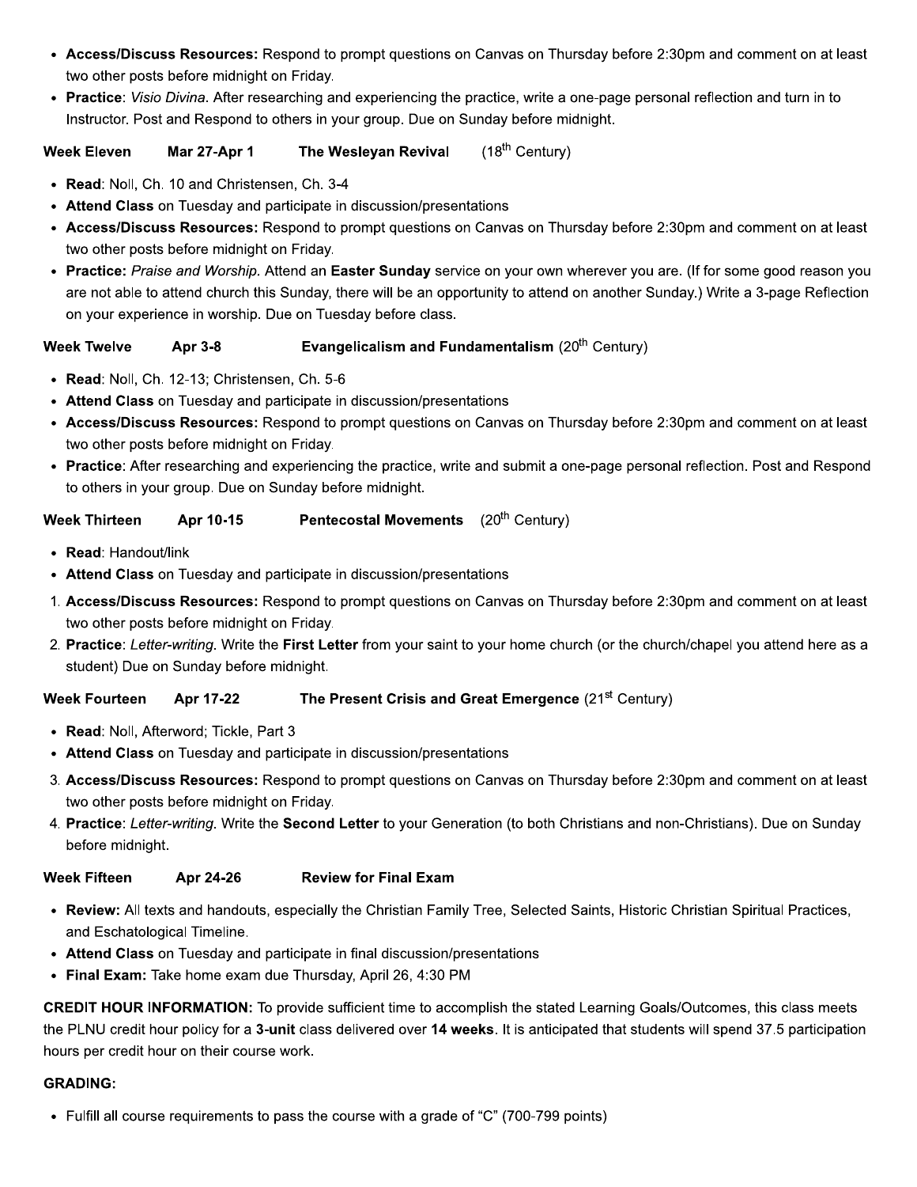- **Access/Discuss Resources:** Respond to prompt questions on Canvas on Thursday before 2:30pm and comment on at least two other posts before midnight on Friday.
- **Practice**: *Visio Divina*. After researching and experiencing the practice, write a one-page personal reflection and turn in to Instructor. Post and Respond to others in your group. Due on Sunday before midnight.

**Week Eleven** **Mar 27-Apr 1** **The Wesleyan Revival** (18th Century)

- **Read**: Noll, Ch. 10 and Christensen, Ch. 3-4
- **Attend Class** on Tuesday and participate in discussion/presentations
- **Access/Discuss Resources:** Respond to prompt questions on Canvas on Thursday before 2:30pm and comment on at least two other posts before midnight on Friday.
- **Practice:** *Praise and Worship.* Attend an **Easter Sunday** service on your own wherever you are. (If for some good reason you are not able to attend church this Sunday, there will be an opportunity to attend on another Sunday.) Write a 3-page Reflection on your experience in worship. Due on Tuesday before class.

**Week Twelve** **Apr 3-8** **Evangelicalism and Fundamentalism** (20th Century)

- **Read**: Noll, Ch. 12-13; Christensen, Ch. 5-6
- **Attend Class** on Tuesday and participate in discussion/presentations
- **Access/Discuss Resources:** Respond to prompt questions on Canvas on Thursday before 2:30pm and comment on at least two other posts before midnight on Friday.
- **Practice**: After researching and experiencing the practice, write and submit a one-page personal reflection. Post and Respond to others in your group. Due on Sunday before midnight.

**Week Thirteen** **Apr 10-15** **Pentecostal Movements** (20th Century)

- **Read**: Handout/link
- **Attend Class** on Tuesday and participate in discussion/presentations

1. **Access/Discuss Resources:** Respond to prompt questions on Canvas on Thursday before 2:30pm and comment on at least two other posts before midnight on Friday.
2. **Practice**: *Letter-writing*. Write the **First Letter** from your saint to your home church (or the church/chapel you attend here as a student) Due on Sunday before midnight.

**Week Fourteen** **Apr 17-22** **The Present Crisis and Great Emergence** (21st Century)

- **Read**: Noll, Afterword; Tickle, Part 3
- **Attend Class** on Tuesday and participate in discussion/presentations

3. **Access/Discuss Resources:** Respond to prompt questions on Canvas on Thursday before 2:30pm and comment on at least two other posts before midnight on Friday.
4. **Practice**: *Letter-writing*. Write the **Second Letter** to your Generation (to both Christians and non-Christians). Due on Sunday before midnight.

**Week Fifteen** **Apr 24-26** **Review for Final Exam**

- **Review:** All texts and handouts, especially the Christian Family Tree, Selected Saints, Historic Christian Spiritual Practices, and Eschatological Timeline.
- **Attend Class** on Tuesday and participate in final discussion/presentations
- **Final Exam:** Take home exam due Thursday, April 26, 4:30 PM

**CREDIT HOUR INFORMATION:** To provide sufficient time to accomplish the stated Learning Goals/Outcomes, this class meets the PLNU credit hour policy for a **3-unit** class delivered over **14 weeks**. It is anticipated that students will spend 37.5 participation hours per credit hour on their course work.

**GRADING:**

- Fulfill all course requirements to pass the course with a grade of "C" (700-799 points)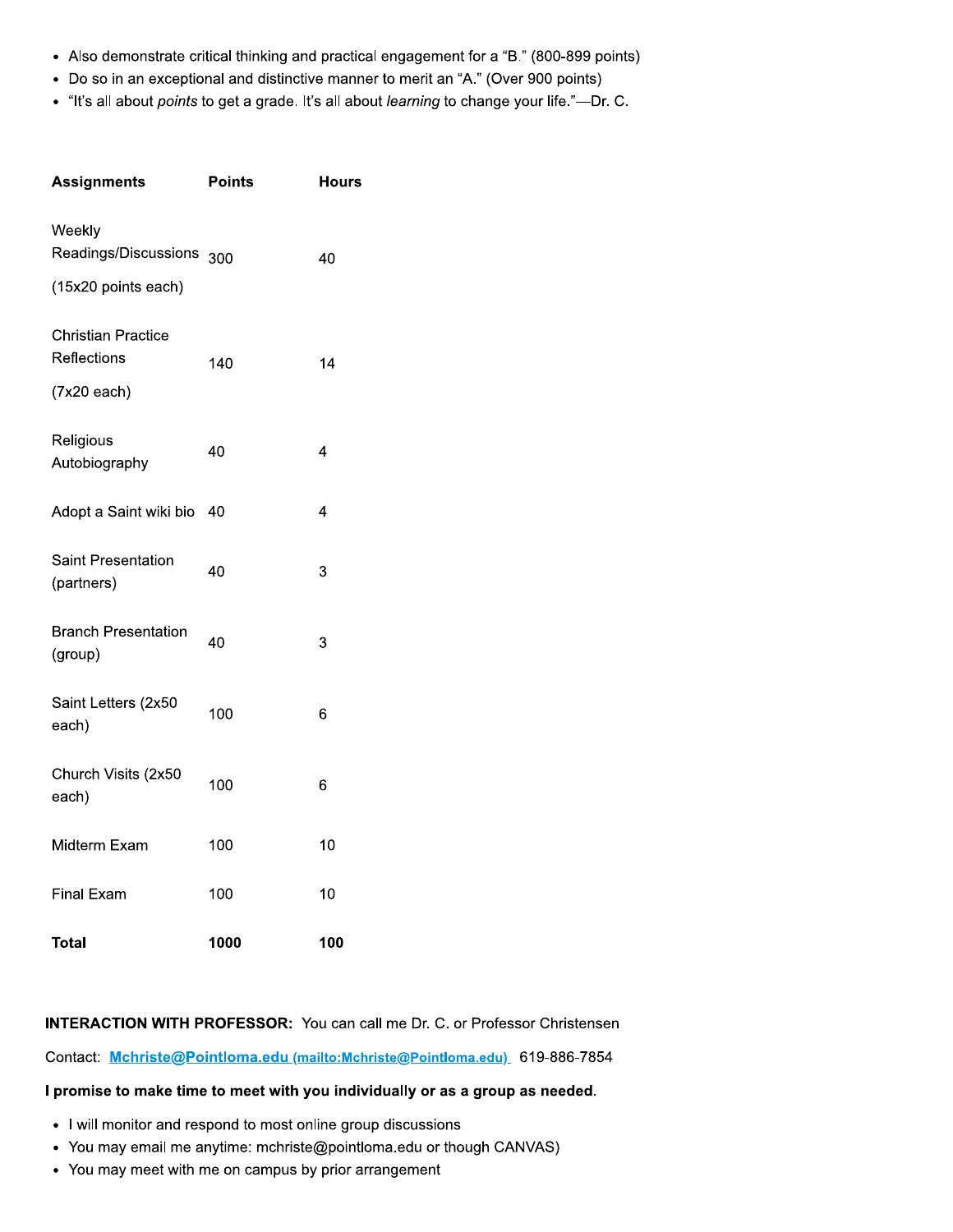- Also demonstrate critical thinking and practical engagement for a "B." (800-899 points)
- Do so in an exceptional and distinctive manner to merit an "A." (Over 900 points)
- "It's all about *points* to get a grade. It's all about *learning* to change your life."—Dr. C.

| **Assignments** | **Points** | **Hours** |
|---|---|---|
| Weekly Readings/Discussions (15x20 points each) | 300 | 40 |
| Christian Practice Reflections (7x20 each) | 140 | 14 |
| Religious Autobiography | 40 | 4 |
| Adopt a Saint wiki bio | 40 | 4 |
| Saint Presentation (partners) | 40 | 3 |
| Branch Presentation (group) | 40 | 3 |
| Saint Letters (2x50 each) | 100 | 6 |
| Church Visits (2x50 each) | 100 | 6 |
| Midterm Exam | 100 | 10 |
| Final Exam | 100 | 10 |
| **Total** | **1000** | **100** |

**INTERACTION WITH PROFESSOR:** You can call me Dr. C. or Professor Christensen

Contact: [Mchriste@Pointloma.edu (mailto:Mchriste@Pointloma.edu)](mailto:Mchriste@Pointloma.edu) 619-886-7854

**I promise to make time to meet with you individually or as a group as needed**.

- I will monitor and respond to most online group discussions
- You may email me anytime: mchriste@pointloma.edu or though CANVAS)
- You may meet with me on campus by prior arrangement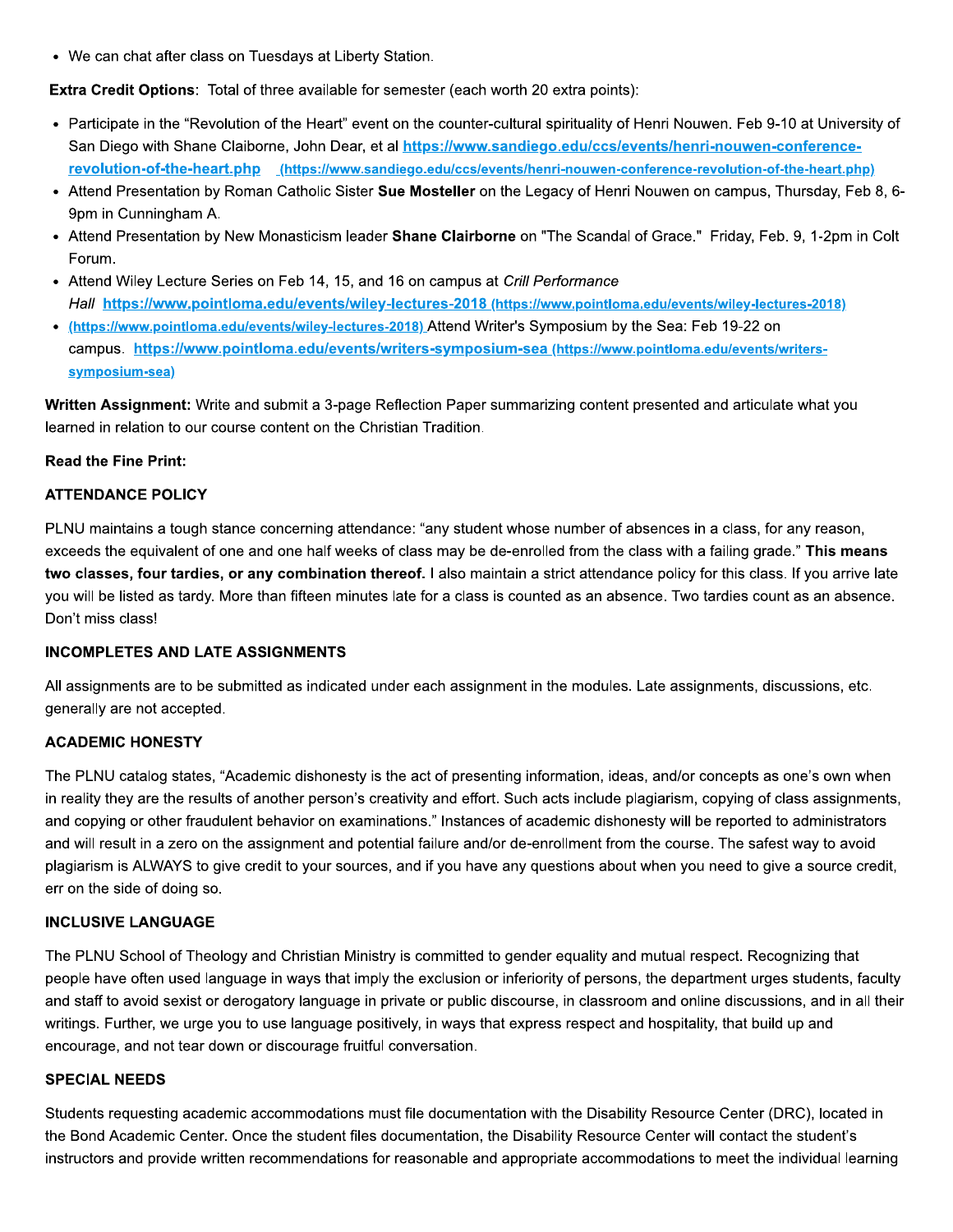- We can chat after class on Tuesdays at Liberty Station.

**Extra Credit Options**: Total of three available for semester (each worth 20 extra points):

- Participate in the "Revolution of the Heart" event on the counter-cultural spirituality of Henri Nouwen. Feb 9-10 at University of San Diego with Shane Claiborne, John Dear, et al **https://www.sandiego.edu/ccs/events/henri-nouwen-conference-revolution-of-the-heart.php** (https://www.sandiego.edu/ccs/events/henri-nouwen-conference-revolution-of-the-heart.php)
- Attend Presentation by Roman Catholic Sister **Sue Mosteller** on the Legacy of Henri Nouwen on campus, Thursday, Feb 8, 6-9pm in Cunningham A.
- Attend Presentation by New Monasticism leader **Shane Clairborne** on "The Scandal of Grace." Friday, Feb. 9, 1-2pm in Colt Forum.
- Attend Wiley Lecture Series on Feb 14, 15, and 16 on campus at *Crill Performance Hall* **https://www.pointloma.edu/events/wiley-lectures-2018** (https://www.pointloma.edu/events/wiley-lectures-2018)
- (https://www.pointloma.edu/events/wiley-lectures-2018) Attend Writer's Symposium by the Sea: Feb 19-22 on campus. **https://www.pointloma.edu/events/writers-symposium-sea** (https://www.pointloma.edu/events/writers-symposium-sea)

**Written Assignment:** Write and submit a 3-page Reflection Paper summarizing content presented and articulate what you learned in relation to our course content on the Christian Tradition.

**Read the Fine Print:**

### ATTENDANCE POLICY

PLNU maintains a tough stance concerning attendance: "any student whose number of absences in a class, for any reason, exceeds the equivalent of one and one half weeks of class may be de-enrolled from the class with a failing grade." **This means two classes, four tardies, or any combination thereof.** I also maintain a strict attendance policy for this class. If you arrive late you will be listed as tardy. More than fifteen minutes late for a class is counted as an absence. Two tardies count as an absence. Don't miss class!

### INCOMPLETES AND LATE ASSIGNMENTS

All assignments are to be submitted as indicated under each assignment in the modules. Late assignments, discussions, etc. generally are not accepted.

### ACADEMIC HONESTY

The PLNU catalog states, "Academic dishonesty is the act of presenting information, ideas, and/or concepts as one's own when in reality they are the results of another person's creativity and effort. Such acts include plagiarism, copying of class assignments, and copying or other fraudulent behavior on examinations." Instances of academic dishonesty will be reported to administrators and will result in a zero on the assignment and potential failure and/or de-enrollment from the course. The safest way to avoid plagiarism is ALWAYS to give credit to your sources, and if you have any questions about when you need to give a source credit, err on the side of doing so.

### INCLUSIVE LANGUAGE

The PLNU School of Theology and Christian Ministry is committed to gender equality and mutual respect. Recognizing that people have often used language in ways that imply the exclusion or inferiority of persons, the department urges students, faculty and staff to avoid sexist or derogatory language in private or public discourse, in classroom and online discussions, and in all their writings. Further, we urge you to use language positively, in ways that express respect and hospitality, that build up and encourage, and not tear down or discourage fruitful conversation.

### SPECIAL NEEDS

Students requesting academic accommodations must file documentation with the Disability Resource Center (DRC), located in the Bond Academic Center. Once the student files documentation, the Disability Resource Center will contact the student's instructors and provide written recommendations for reasonable and appropriate accommodations to meet the individual learning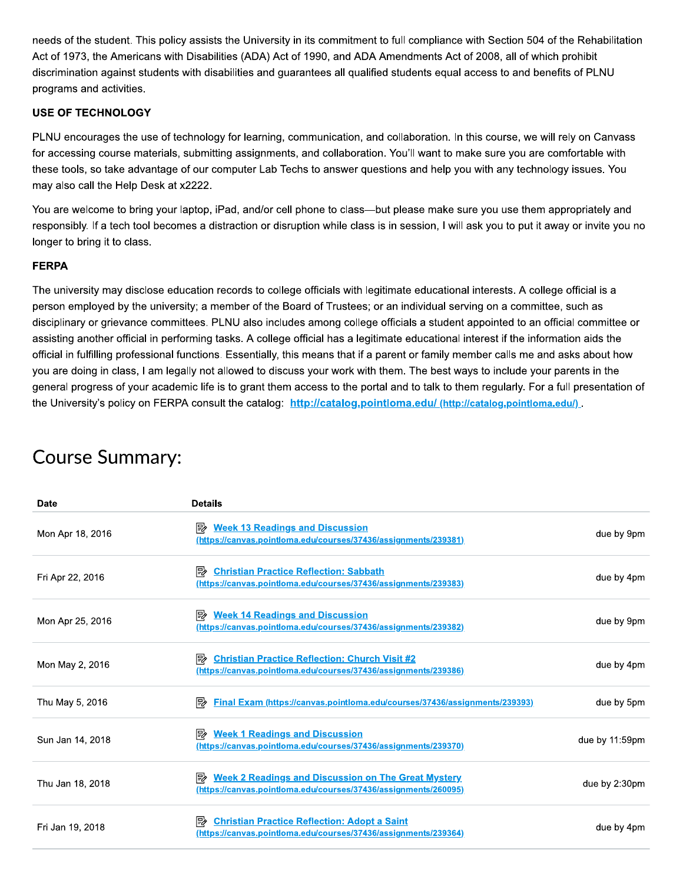needs of the student. This policy assists the University in its commitment to full compliance with Section 504 of the Rehabilitation Act of 1973, the Americans with Disabilities (ADA) Act of 1990, and ADA Amendments Act of 2008, all of which prohibit discrimination against students with disabilities and guarantees all qualified students equal access to and benefits of PLNU programs and activities.

**USE OF TECHNOLOGY**

PLNU encourages the use of technology for learning, communication, and collaboration. In this course, we will rely on Canvass for accessing course materials, submitting assignments, and collaboration. You'll want to make sure you are comfortable with these tools, so take advantage of our computer Lab Techs to answer questions and help you with any technology issues. You may also call the Help Desk at x2222.

You are welcome to bring your laptop, iPad, and/or cell phone to class—but please make sure you use them appropriately and responsibly. If a tech tool becomes a distraction or disruption while class is in session, I will ask you to put it away or invite you no longer to bring it to class.

**FERPA**

The university may disclose education records to college officials with legitimate educational interests. A college official is a person employed by the university; a member of the Board of Trustees; or an individual serving on a committee, such as disciplinary or grievance committees. PLNU also includes among college officials a student appointed to an official committee or assisting another official in performing tasks. A college official has a legitimate educational interest if the information aids the official in fulfilling professional functions. Essentially, this means that if a parent or family member calls me and asks about how you are doing in class, I am legally not allowed to discuss your work with them. The best ways to include your parents in the general progress of your academic life is to grant them access to the portal and to talk to them regularly. For a full presentation of the University's policy on FERPA consult the catalog: **http://catalog.pointloma.edu/** (http://catalog.pointloma.edu/) .

# Course Summary:

| Date | Details | |
|---|---|---|
| Mon Apr 18, 2016 | Week 13 Readings and Discussion (https://canvas.pointloma.edu/courses/37436/assignments/239381) | due by 9pm |
| Fri Apr 22, 2016 | Christian Practice Reflection: Sabbath (https://canvas.pointloma.edu/courses/37436/assignments/239383) | due by 4pm |
| Mon Apr 25, 2016 | Week 14 Readings and Discussion (https://canvas.pointloma.edu/courses/37436/assignments/239382) | due by 9pm |
| Mon May 2, 2016 | Christian Practice Reflection: Church Visit #2 (https://canvas.pointloma.edu/courses/37436/assignments/239386) | due by 4pm |
| Thu May 5, 2016 | Final Exam (https://canvas.pointloma.edu/courses/37436/assignments/239393) | due by 5pm |
| Sun Jan 14, 2018 | Week 1 Readings and Discussion (https://canvas.pointloma.edu/courses/37436/assignments/239370) | due by 11:59pm |
| Thu Jan 18, 2018 | Week 2 Readings and Discussion on The Great Mystery (https://canvas.pointloma.edu/courses/37436/assignments/260095) | due by 2:30pm |
| Fri Jan 19, 2018 | Christian Practice Reflection: Adopt a Saint (https://canvas.pointloma.edu/courses/37436/assignments/239364) | due by 4pm |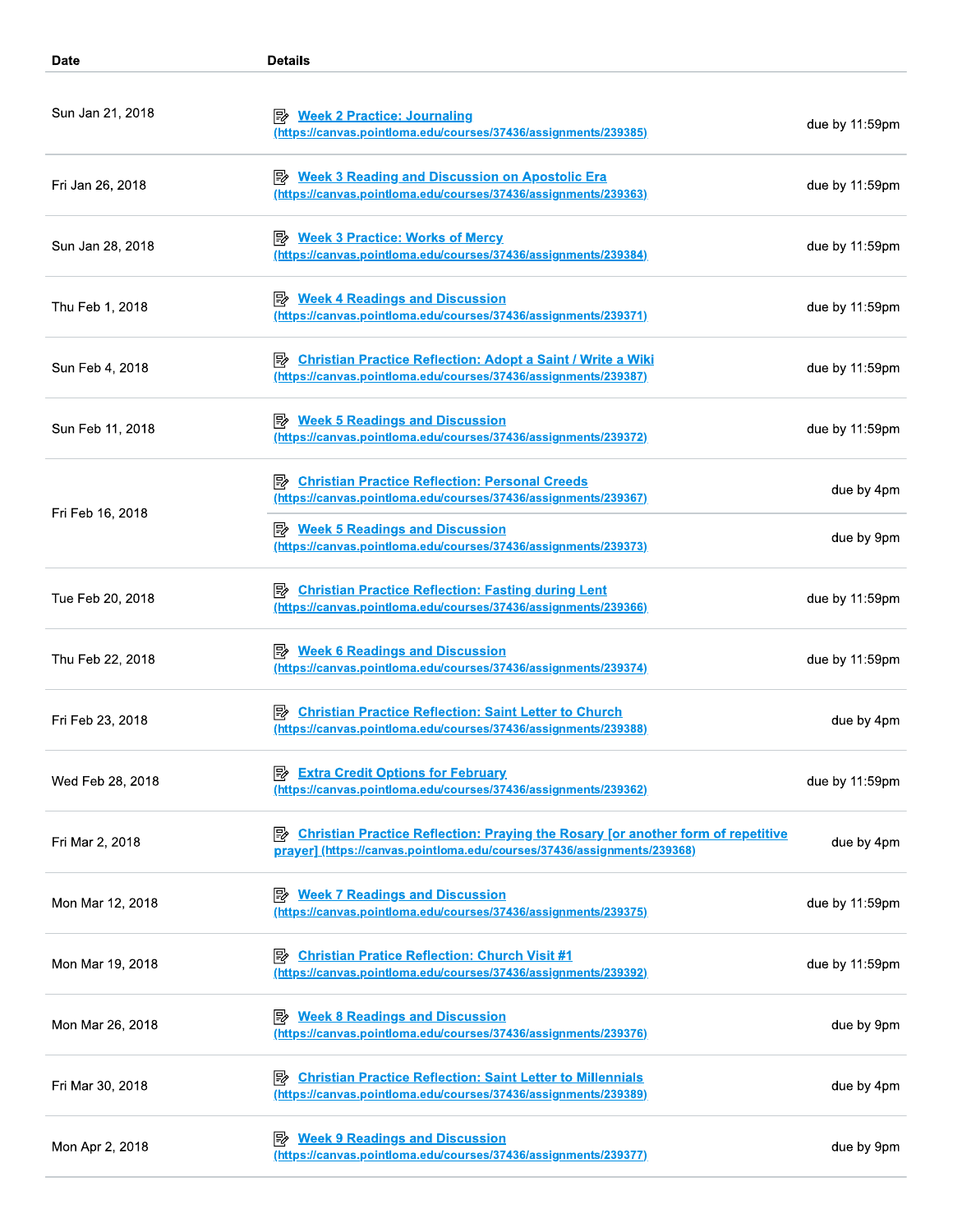| Date | Details | |
|---|---|---|
| Sun Jan 21, 2018 | Week 2 Practice: Journaling (https://canvas.pointloma.edu/courses/37436/assignments/239385) | due by 11:59pm |
| Fri Jan 26, 2018 | Week 3 Reading and Discussion on Apostolic Era (https://canvas.pointloma.edu/courses/37436/assignments/239363) | due by 11:59pm |
| Sun Jan 28, 2018 | Week 3 Practice: Works of Mercy (https://canvas.pointloma.edu/courses/37436/assignments/239384) | due by 11:59pm |
| Thu Feb 1, 2018 | Week 4 Readings and Discussion (https://canvas.pointloma.edu/courses/37436/assignments/239371) | due by 11:59pm |
| Sun Feb 4, 2018 | Christian Practice Reflection: Adopt a Saint / Write a Wiki (https://canvas.pointloma.edu/courses/37436/assignments/239387) | due by 11:59pm |
| Sun Feb 11, 2018 | Week 5 Readings and Discussion (https://canvas.pointloma.edu/courses/37436/assignments/239372) | due by 11:59pm |
| Fri Feb 16, 2018 | Christian Practice Reflection: Personal Creeds (https://canvas.pointloma.edu/courses/37436/assignments/239367) | due by 4pm |
| | Week 5 Readings and Discussion (https://canvas.pointloma.edu/courses/37436/assignments/239373) | due by 9pm |
| Tue Feb 20, 2018 | Christian Practice Reflection: Fasting during Lent (https://canvas.pointloma.edu/courses/37436/assignments/239366) | due by 11:59pm |
| Thu Feb 22, 2018 | Week 6 Readings and Discussion (https://canvas.pointloma.edu/courses/37436/assignments/239374) | due by 11:59pm |
| Fri Feb 23, 2018 | Christian Practice Reflection: Saint Letter to Church (https://canvas.pointloma.edu/courses/37436/assignments/239388) | due by 4pm |
| Wed Feb 28, 2018 | Extra Credit Options for February (https://canvas.pointloma.edu/courses/37436/assignments/239362) | due by 11:59pm |
| Fri Mar 2, 2018 | Christian Practice Reflection: Praying the Rosary [or another form of repetitive prayer] (https://canvas.pointloma.edu/courses/37436/assignments/239368) | due by 4pm |
| Mon Mar 12, 2018 | Week 7 Readings and Discussion (https://canvas.pointloma.edu/courses/37436/assignments/239375) | due by 11:59pm |
| Mon Mar 19, 2018 | Christian Pratice Reflection: Church Visit #1 (https://canvas.pointloma.edu/courses/37436/assignments/239392) | due by 11:59pm |
| Mon Mar 26, 2018 | Week 8 Readings and Discussion (https://canvas.pointloma.edu/courses/37436/assignments/239376) | due by 9pm |
| Fri Mar 30, 2018 | Christian Practice Reflection: Saint Letter to Millennials (https://canvas.pointloma.edu/courses/37436/assignments/239389) | due by 4pm |
| Mon Apr 2, 2018 | Week 9 Readings and Discussion (https://canvas.pointloma.edu/courses/37436/assignments/239377) | due by 9pm |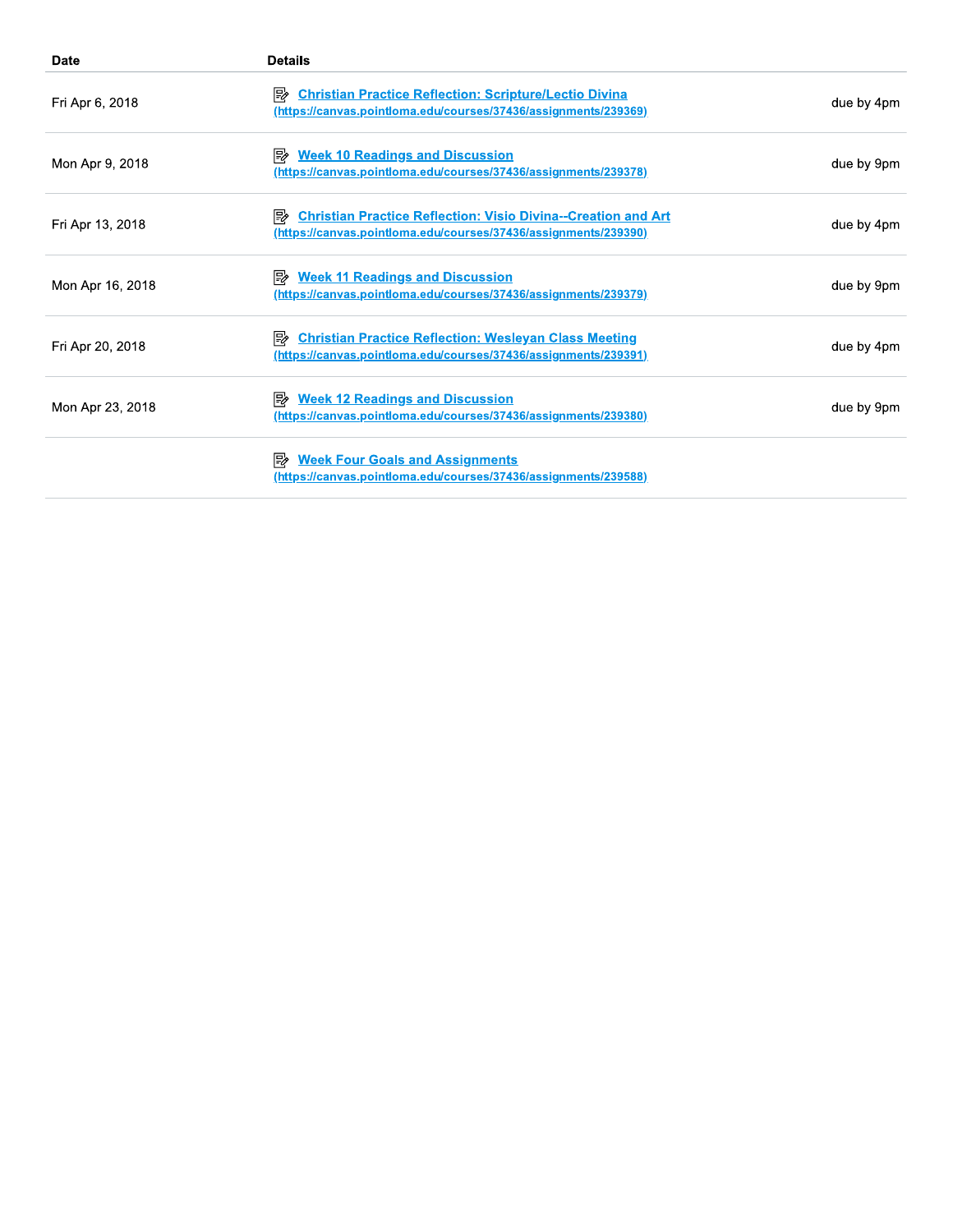| Date | Details | |
|---|---|---|
| Fri Apr 6, 2018 | Christian Practice Reflection: Scripture/Lectio Divina (https://canvas.pointloma.edu/courses/37436/assignments/239369) | due by 4pm |
| Mon Apr 9, 2018 | Week 10 Readings and Discussion (https://canvas.pointloma.edu/courses/37436/assignments/239378) | due by 9pm |
| Fri Apr 13, 2018 | Christian Practice Reflection: Visio Divina--Creation and Art (https://canvas.pointloma.edu/courses/37436/assignments/239390) | due by 4pm |
| Mon Apr 16, 2018 | Week 11 Readings and Discussion (https://canvas.pointloma.edu/courses/37436/assignments/239379) | due by 9pm |
| Fri Apr 20, 2018 | Christian Practice Reflection: Wesleyan Class Meeting (https://canvas.pointloma.edu/courses/37436/assignments/239391) | due by 4pm |
| Mon Apr 23, 2018 | Week 12 Readings and Discussion (https://canvas.pointloma.edu/courses/37436/assignments/239380) | due by 9pm |
| | Week Four Goals and Assignments (https://canvas.pointloma.edu/courses/37436/assignments/239588) | |